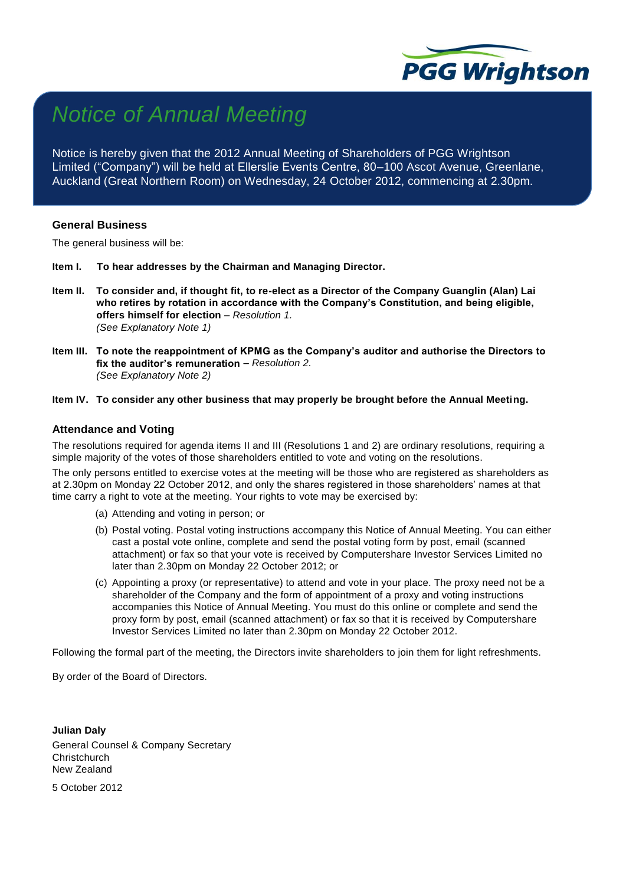PGG Wrightson

# Notice of Annual Meeting

Notice is hereby given that the 2012 Annual Meeting of Shareholders of PGG Wrightson Limited ("Company") will be held at Ellerslie Events Centre, 80–100 Ascot Avenue, Greenlane, Auckland (Great Northern Room) on Wednesday, 24 October 2012, commencing at 2.30pm.

### General Business

The general business will be:

**Item I. To hear addresses by the Chairman and Managing Director.**

**Item II. To consider and, if thought fit, to re-elect as a Director of the Company Guanglin (Alan) Lai who retires by rotation in accordance with the Company's Constitution, and being eligible, offers himself for election** – *Resolution 1.*
*(See Explanatory Note 1)*

**Item III. To note the reappointment of KPMG as the Company's auditor and authorise the Directors to fix the auditor's remuneration** – *Resolution 2.*
*(See Explanatory Note 2)*

**Item IV. To consider any other business that may properly be brought before the Annual Meeting.**

### Attendance and Voting

The resolutions required for agenda items II and III (Resolutions 1 and 2) are ordinary resolutions, requiring a simple majority of the votes of those shareholders entitled to vote and voting on the resolutions.

The only persons entitled to exercise votes at the meeting will be those who are registered as shareholders as at 2.30pm on Monday 22 October 2012, and only the shares registered in those shareholders' names at that time carry a right to vote at the meeting. Your rights to vote may be exercised by:

(a) Attending and voting in person; or

(b) Postal voting. Postal voting instructions accompany this Notice of Annual Meeting. You can either cast a postal vote online, complete and send the postal voting form by post, email (scanned attachment) or fax so that your vote is received by Computershare Investor Services Limited no later than 2.30pm on Monday 22 October 2012; or

(c) Appointing a proxy (or representative) to attend and vote in your place. The proxy need not be a shareholder of the Company and the form of appointment of a proxy and voting instructions accompanies this Notice of Annual Meeting. You must do this online or complete and send the proxy form by post, email (scanned attachment) or fax so that it is received by Computershare Investor Services Limited no later than 2.30pm on Monday 22 October 2012.

Following the formal part of the meeting, the Directors invite shareholders to join them for light refreshments.

By order of the Board of Directors.

**Julian Daly**
General Counsel & Company Secretary
Christchurch
New Zealand

5 October 2012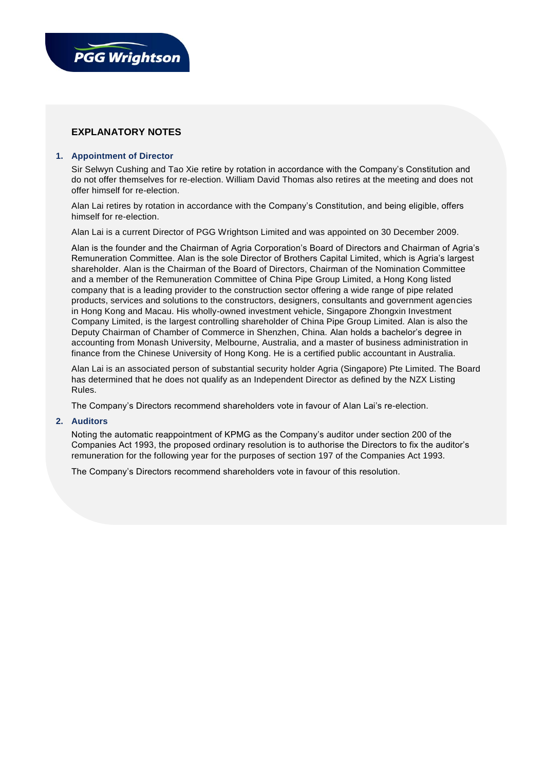## EXPLANATORY NOTES

### 1. Appointment of Director

Sir Selwyn Cushing and Tao Xie retire by rotation in accordance with the Company's Constitution and do not offer themselves for re-election. William David Thomas also retires at the meeting and does not offer himself for re-election.

Alan Lai retires by rotation in accordance with the Company's Constitution, and being eligible, offers himself for re-election.

Alan Lai is a current Director of PGG Wrightson Limited and was appointed on 30 December 2009.

Alan is the founder and the Chairman of Agria Corporation's Board of Directors and Chairman of Agria's Remuneration Committee. Alan is the sole Director of Brothers Capital Limited, which is Agria's largest shareholder. Alan is the Chairman of the Board of Directors, Chairman of the Nomination Committee and a member of the Remuneration Committee of China Pipe Group Limited, a Hong Kong listed company that is a leading provider to the construction sector offering a wide range of pipe related products, services and solutions to the constructors, designers, consultants and government agencies in Hong Kong and Macau. His wholly-owned investment vehicle, Singapore Zhongxin Investment Company Limited, is the largest controlling shareholder of China Pipe Group Limited. Alan is also the Deputy Chairman of Chamber of Commerce in Shenzhen, China. Alan holds a bachelor's degree in accounting from Monash University, Melbourne, Australia, and a master of business administration in finance from the Chinese University of Hong Kong. He is a certified public accountant in Australia.

Alan Lai is an associated person of substantial security holder Agria (Singapore) Pte Limited. The Board has determined that he does not qualify as an Independent Director as defined by the NZX Listing Rules.

The Company's Directors recommend shareholders vote in favour of Alan Lai's re-election.

### 2. Auditors

Noting the automatic reappointment of KPMG as the Company's auditor under section 200 of the Companies Act 1993, the proposed ordinary resolution is to authorise the Directors to fix the auditor's remuneration for the following year for the purposes of section 197 of the Companies Act 1993.

The Company's Directors recommend shareholders vote in favour of this resolution.